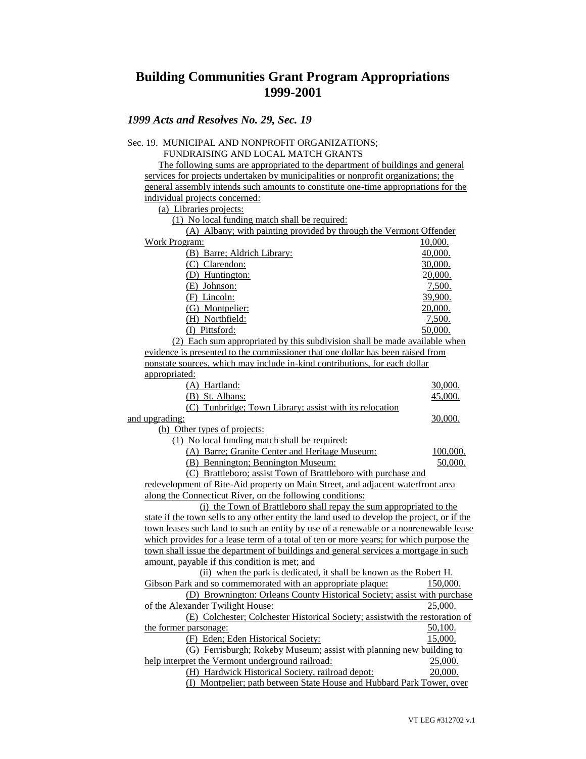# Building Communities Grant Program Appropriations 1999-2001

## *1999 Acts and Resolves No. 29, Sec. 19*

Sec. 19. MUNICIPAL AND NONPROFIT ORGANIZATIONS; FUNDRAISING AND LOCAL MATCH GRANTS

The following sums are appropriated to the department of buildings and general services for projects undertaken by municipalities or nonprofit organizations; the general assembly intends such amounts to constitute one-time appropriations for the individual projects concerned:

(a) Libraries projects:

(1) No local funding match shall be required:

(A) Albany; with painting provided by through the Vermont Offender Work Program: 10,000.

(B) Barre; Aldrich Library: 40,000.

(C) Clarendon: 30,000.

(D) Huntington: 20,000.

(E) Johnson: 7,500.

(F) Lincoln: 39,900.

(G) Montpelier: 20,000.

(H) Northfield: 7,500.

(I) Pittsford: 50,000.

(2) Each sum appropriated by this subdivision shall be made available when evidence is presented to the commissioner that one dollar has been raised from nonstate sources, which may include in-kind contributions, for each dollar appropriated:

(A) Hartland: 30,000.

(B) St. Albans: 45,000.

(C) Tunbridge; Town Library; assist with its relocation and upgrading: 30,000.

(b) Other types of projects:

(1) No local funding match shall be required:

(A) Barre; Granite Center and Heritage Museum: 100,000.

(B) Bennington; Bennington Museum: 50,000.

(C) Brattleboro; assist Town of Brattleboro with purchase and redevelopment of Rite-Aid property on Main Street, and adjacent waterfront area along the Connecticut River, on the following conditions:

(i) the Town of Brattleboro shall repay the sum appropriated to the state if the town sells to any other entity the land used to develop the project, or if the town leases such land to such an entity by use of a renewable or a nonrenewable lease which provides for a lease term of a total of ten or more years; for which purpose the town shall issue the department of buildings and general services a mortgage in such amount, payable if this condition is met; and

(ii) when the park is dedicated, it shall be known as the Robert H. Gibson Park and so commemorated with an appropriate plaque: 150,000.

(D) Brownington: Orleans County Historical Society; assist with purchase of the Alexander Twilight House: 25,000.

(E) Colchester; Colchester Historical Society; assistwith the restoration of the former parsonage: 50,100.

(F) Eden; Eden Historical Society: 15,000.

(G) Ferrisburgh; Rokeby Museum; assist with planning new building to help interpret the Vermont underground railroad: 25,000.

(H) Hardwick Historical Society, railroad depot: 20,000.

(I) Montpelier; path between State House and Hubbard Park Tower, over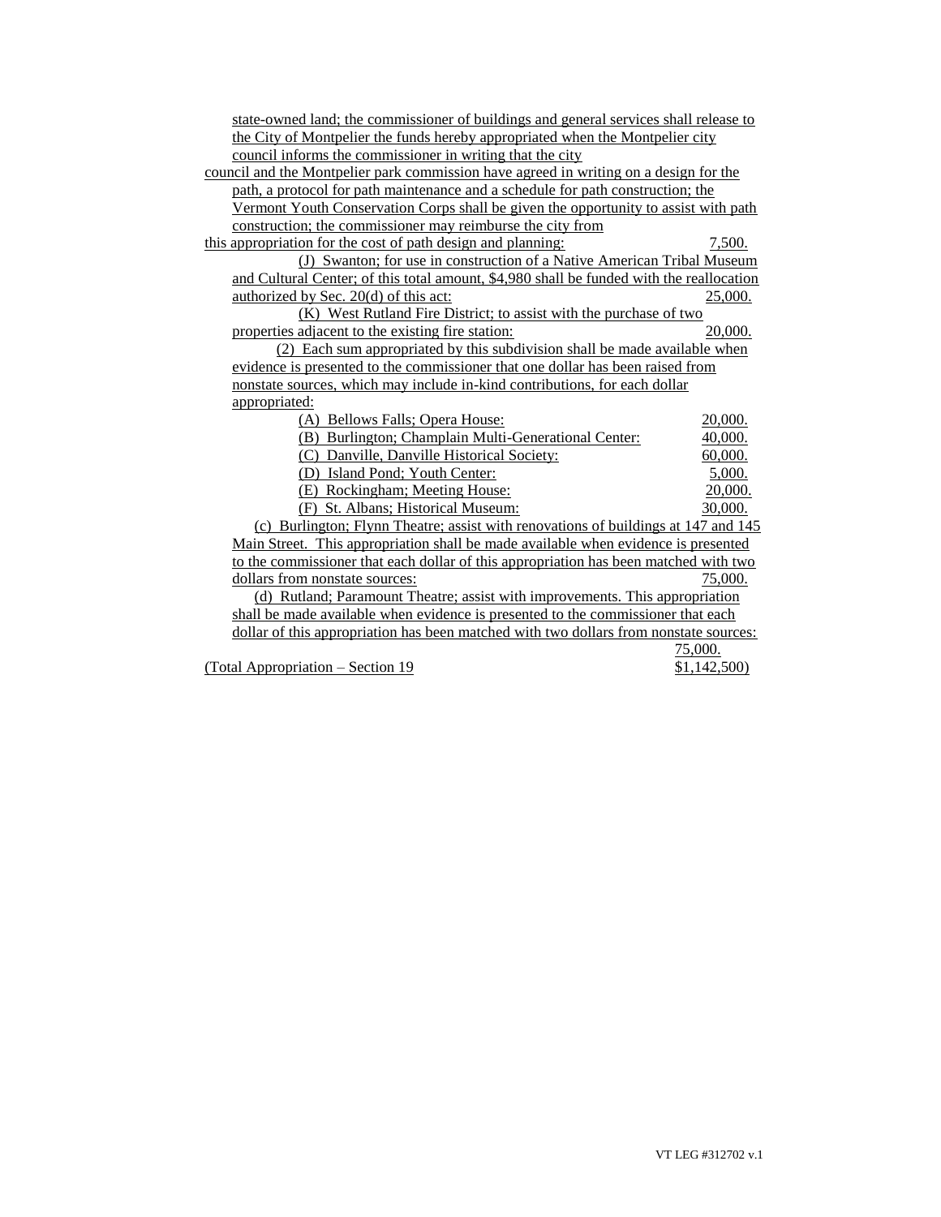state-owned land; the commissioner of buildings and general services shall release to the City of Montpelier the funds hereby appropriated when the Montpelier city council informs the commissioner in writing that the city council and the Montpelier park commission have agreed in writing on a design for the path, a protocol for path maintenance and a schedule for path construction; the Vermont Youth Conservation Corps shall be given the opportunity to assist with path construction; the commissioner may reimburse the city from this appropriation for the cost of path design and planning: 7,500.

(J) Swanton; for use in construction of a Native American Tribal Museum and Cultural Center; of this total amount, $4,980 shall be funded with the reallocation authorized by Sec. 20(d) of this act: 25,000.

(K) West Rutland Fire District; to assist with the purchase of two properties adjacent to the existing fire station: 20,000.

(2) Each sum appropriated by this subdivision shall be made available when evidence is presented to the commissioner that one dollar has been raised from nonstate sources, which may include in-kind contributions, for each dollar appropriated:

| | |
|---|---|
| (A) Bellows Falls; Opera House: | 20,000. |
| (B) Burlington; Champlain Multi-Generational Center: | 40,000. |
| (C) Danville, Danville Historical Society: | 60,000. |
| (D) Island Pond; Youth Center: | 5,000. |
| (E) Rockingham; Meeting House: | 20,000. |
| (F) St. Albans; Historical Museum: | 30,000. |

(c) Burlington; Flynn Theatre; assist with renovations of buildings at 147 and 145 Main Street. This appropriation shall be made available when evidence is presented to the commissioner that each dollar of this appropriation has been matched with two dollars from nonstate sources: 75,000.

(d) Rutland; Paramount Theatre; assist with improvements. This appropriation shall be made available when evidence is presented to the commissioner that each dollar of this appropriation has been matched with two dollars from nonstate sources: 75,000.

(Total Appropriation – Section 19 $1,142,500)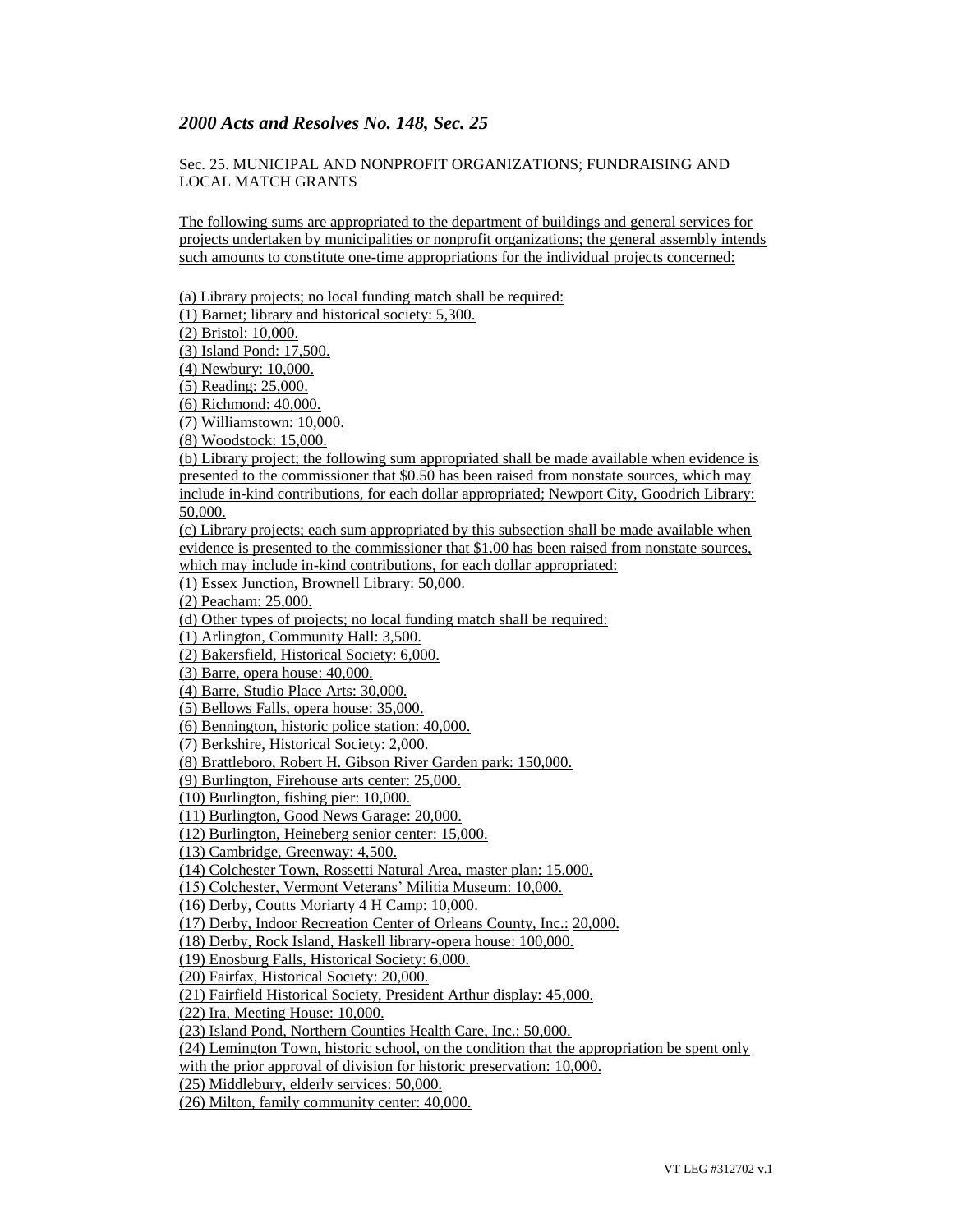## *2000 Acts and Resolves No. 148, Sec. 25*

Sec. 25. MUNICIPAL AND NONPROFIT ORGANIZATIONS; FUNDRAISING AND LOCAL MATCH GRANTS

The following sums are appropriated to the department of buildings and general services for projects undertaken by municipalities or nonprofit organizations; the general assembly intends such amounts to constitute one-time appropriations for the individual projects concerned:

(a) Library projects; no local funding match shall be required:
(1) Barnet; library and historical society: 5,300.
(2) Bristol: 10,000.
(3) Island Pond: 17,500.
(4) Newbury: 10,000.
(5) Reading: 25,000.
(6) Richmond: 40,000.
(7) Williamstown: 10,000.
(8) Woodstock: 15,000.
(b) Library project; the following sum appropriated shall be made available when evidence is presented to the commissioner that $0.50 has been raised from nonstate sources, which may include in-kind contributions, for each dollar appropriated; Newport City, Goodrich Library: 50,000.
(c) Library projects; each sum appropriated by this subsection shall be made available when evidence is presented to the commissioner that $1.00 has been raised from nonstate sources, which may include in-kind contributions, for each dollar appropriated:
(1) Essex Junction, Brownell Library: 50,000.
(2) Peacham: 25,000.
(d) Other types of projects; no local funding match shall be required:
(1) Arlington, Community Hall: 3,500.
(2) Bakersfield, Historical Society: 6,000.
(3) Barre, opera house: 40,000.
(4) Barre, Studio Place Arts: 30,000.
(5) Bellows Falls, opera house: 35,000.
(6) Bennington, historic police station: 40,000.
(7) Berkshire, Historical Society: 2,000.
(8) Brattleboro, Robert H. Gibson River Garden park: 150,000.
(9) Burlington, Firehouse arts center: 25,000.
(10) Burlington, fishing pier: 10,000.
(11) Burlington, Good News Garage: 20,000.
(12) Burlington, Heineberg senior center: 15,000.
(13) Cambridge, Greenway: 4,500.
(14) Colchester Town, Rossetti Natural Area, master plan: 15,000.
(15) Colchester, Vermont Veterans' Militia Museum: 10,000.
(16) Derby, Coutts Moriarty 4 H Camp: 10,000.
(17) Derby, Indoor Recreation Center of Orleans County, Inc.: 20,000.
(18) Derby, Rock Island, Haskell library-opera house: 100,000.
(19) Enosburg Falls, Historical Society: 6,000.
(20) Fairfax, Historical Society: 20,000.
(21) Fairfield Historical Society, President Arthur display: 45,000.
(22) Ira, Meeting House: 10,000.
(23) Island Pond, Northern Counties Health Care, Inc.: 50,000.
(24) Lemington Town, historic school, on the condition that the appropriation be spent only with the prior approval of division for historic preservation: 10,000.
(25) Middlebury, elderly services: 50,000.
(26) Milton, family community center: 40,000.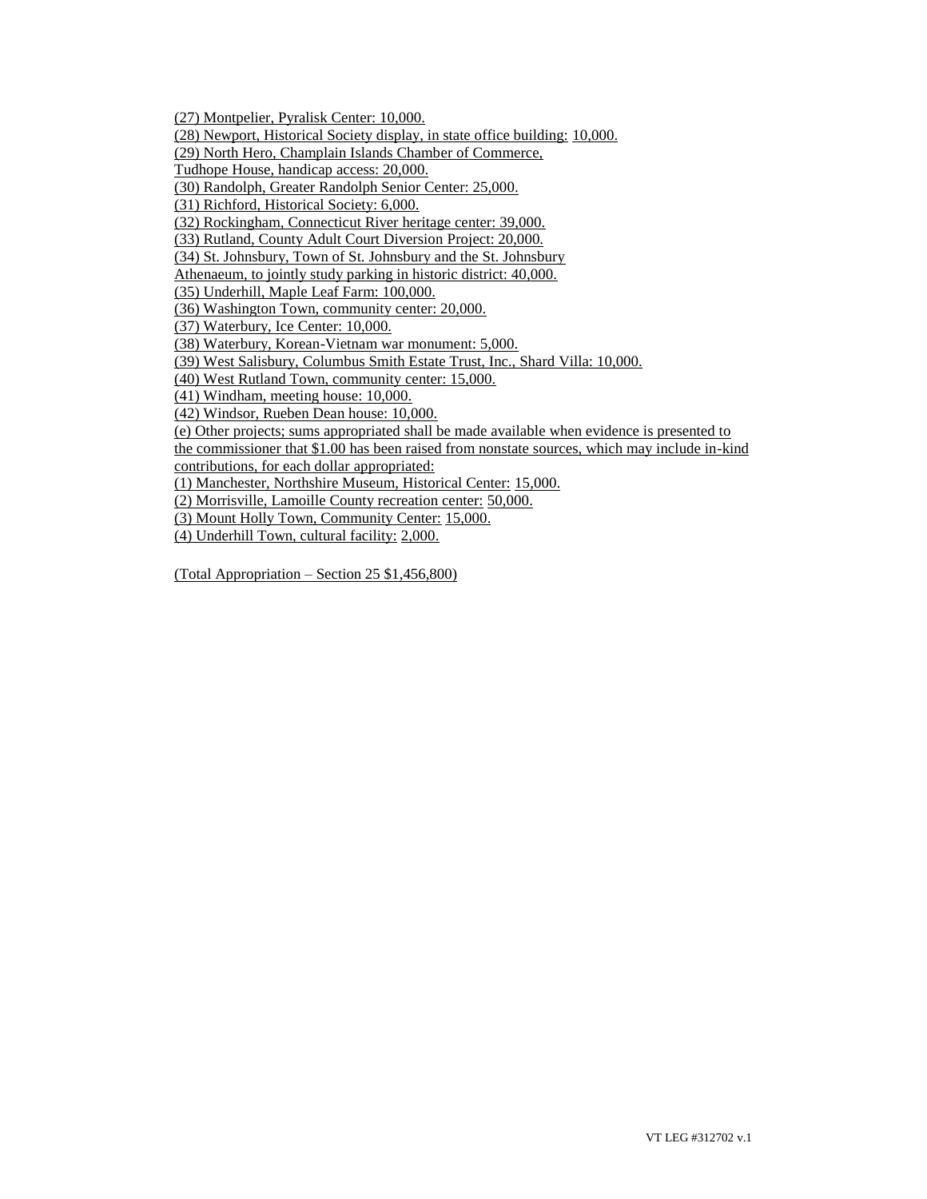(27) Montpelier, Pyralisk Center: 10,000.
(28) Newport, Historical Society display, in state office building: 10,000.
(29) North Hero, Champlain Islands Chamber of Commerce, Tudhope House, handicap access: 20,000.
(30) Randolph, Greater Randolph Senior Center: 25,000.
(31) Richford, Historical Society: 6,000.
(32) Rockingham, Connecticut River heritage center: 39,000.
(33) Rutland, County Adult Court Diversion Project: 20,000.
(34) St. Johnsbury, Town of St. Johnsbury and the St. Johnsbury Athenaeum, to jointly study parking in historic district: 40,000.
(35) Underhill, Maple Leaf Farm: 100,000.
(36) Washington Town, community center: 20,000.
(37) Waterbury, Ice Center: 10,000.
(38) Waterbury, Korean-Vietnam war monument: 5,000.
(39) West Salisbury, Columbus Smith Estate Trust, Inc., Shard Villa: 10,000.
(40) West Rutland Town, community center: 15,000.
(41) Windham, meeting house: 10,000.
(42) Windsor, Rueben Dean house: 10,000.
(e) Other projects; sums appropriated shall be made available when evidence is presented to the commissioner that $1.00 has been raised from nonstate sources, which may include in-kind contributions, for each dollar appropriated:
(1) Manchester, Northshire Museum, Historical Center: 15,000.
(2) Morrisville, Lamoille County recreation center: 50,000.
(3) Mount Holly Town, Community Center: 15,000.
(4) Underhill Town, cultural facility: 2,000.

(Total Appropriation – Section 25 $1,456,800)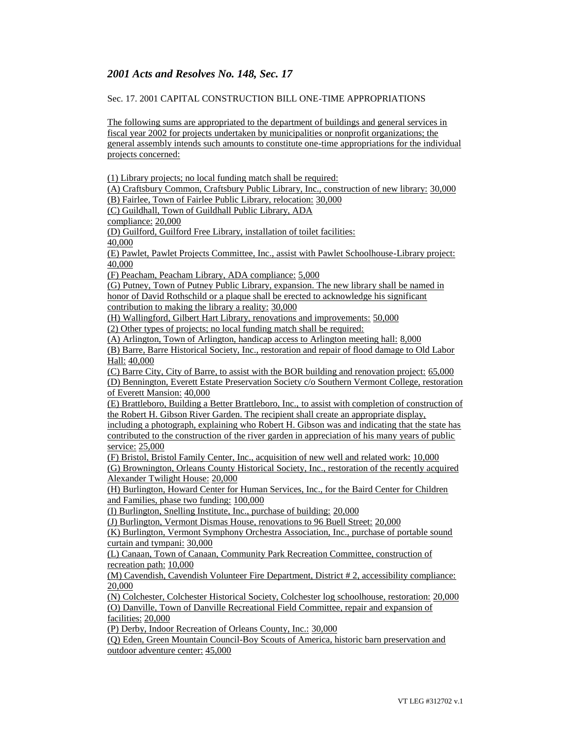## *2001 Acts and Resolves No. 148, Sec. 17*

Sec. 17. 2001 CAPITAL CONSTRUCTION BILL ONE-TIME APPROPRIATIONS

The following sums are appropriated to the department of buildings and general services in fiscal year 2002 for projects undertaken by municipalities or nonprofit organizations; the general assembly intends such amounts to constitute one-time appropriations for the individual projects concerned:

(1) Library projects; no local funding match shall be required:
(A) Craftsbury Common, Craftsbury Public Library, Inc., construction of new library: 30,000
(B) Fairlee, Town of Fairlee Public Library, relocation: 30,000
(C) Guildhall, Town of Guildhall Public Library, ADA compliance: 20,000
(D) Guilford, Guilford Free Library, installation of toilet facilities: 40,000
(E) Pawlet, Pawlet Projects Committee, Inc., assist with Pawlet Schoolhouse-Library project: 40,000
(F) Peacham, Peacham Library, ADA compliance: 5,000
(G) Putney, Town of Putney Public Library, expansion. The new library shall be named in honor of David Rothschild or a plaque shall be erected to acknowledge his significant contribution to making the library a reality: 30,000
(H) Wallingford, Gilbert Hart Library, renovations and improvements: 50,000
(2) Other types of projects; no local funding match shall be required:
(A) Arlington, Town of Arlington, handicap access to Arlington meeting hall: 8,000
(B) Barre, Barre Historical Society, Inc., restoration and repair of flood damage to Old Labor Hall: 40,000
(C) Barre City, City of Barre, to assist with the BOR building and renovation project: 65,000
(D) Bennington, Everett Estate Preservation Society c/o Southern Vermont College, restoration of Everett Mansion: 40,000
(E) Brattleboro, Building a Better Brattleboro, Inc., to assist with completion of construction of the Robert H. Gibson River Garden. The recipient shall create an appropriate display, including a photograph, explaining who Robert H. Gibson was and indicating that the state has contributed to the construction of the river garden in appreciation of his many years of public service: 25,000
(F) Bristol, Bristol Family Center, Inc., acquisition of new well and related work: 10,000
(G) Brownington, Orleans County Historical Society, Inc., restoration of the recently acquired Alexander Twilight House: 20,000
(H) Burlington, Howard Center for Human Services, Inc., for the Baird Center for Children and Families, phase two funding: 100,000
(I) Burlington, Snelling Institute, Inc., purchase of building: 20,000
(J) Burlington, Vermont Dismas House, renovations to 96 Buell Street: 20,000
(K) Burlington, Vermont Symphony Orchestra Association, Inc., purchase of portable sound curtain and tympani: 30,000
(L) Canaan, Town of Canaan, Community Park Recreation Committee, construction of recreation path: 10,000
(M) Cavendish, Cavendish Volunteer Fire Department, District # 2, accessibility compliance: 20,000
(N) Colchester, Colchester Historical Society, Colchester log schoolhouse, restoration: 20,000
(O) Danville, Town of Danville Recreational Field Committee, repair and expansion of facilities: 20,000
(P) Derby, Indoor Recreation of Orleans County, Inc.: 30,000
(Q) Eden, Green Mountain Council-Boy Scouts of America, historic barn preservation and outdoor adventure center: 45,000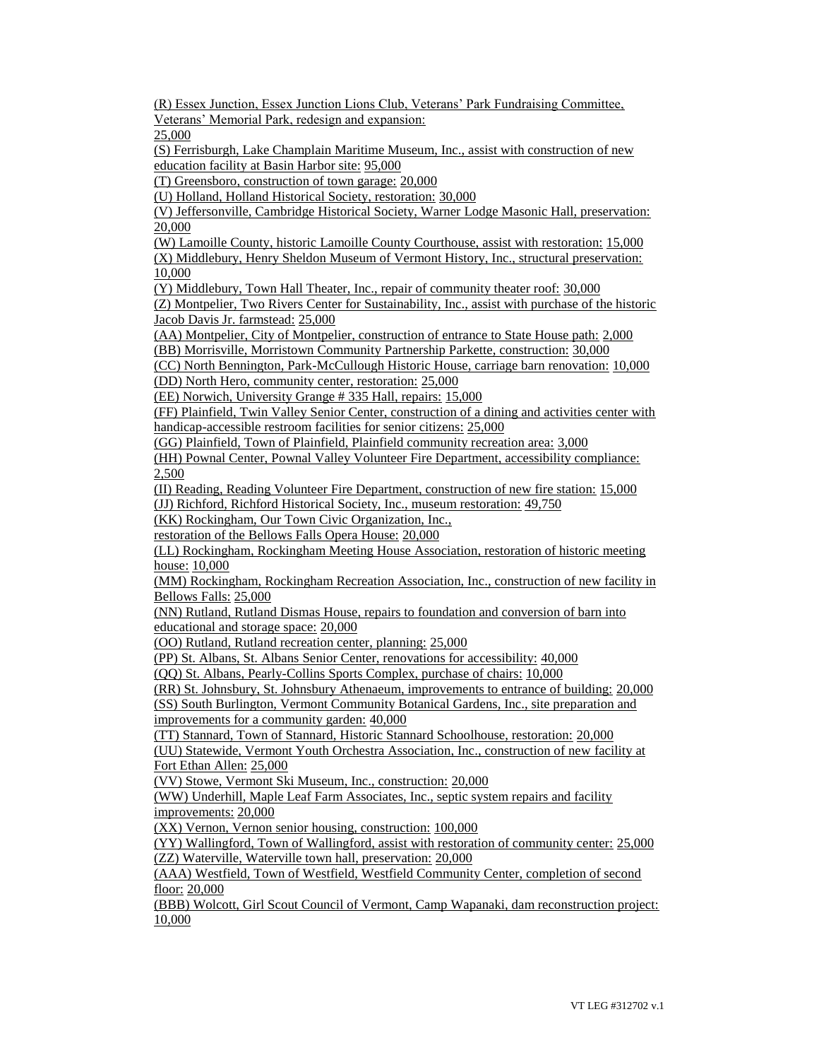(R) Essex Junction, Essex Junction Lions Club, Veterans' Park Fundraising Committee, Veterans' Memorial Park, redesign and expansion: 25,000

(S) Ferrisburgh, Lake Champlain Maritime Museum, Inc., assist with construction of new education facility at Basin Harbor site: 95,000

(T) Greensboro, construction of town garage: 20,000

(U) Holland, Holland Historical Society, restoration: 30,000

(V) Jeffersonville, Cambridge Historical Society, Warner Lodge Masonic Hall, preservation: 20,000

(W) Lamoille County, historic Lamoille County Courthouse, assist with restoration: 15,000

(X) Middlebury, Henry Sheldon Museum of Vermont History, Inc., structural preservation: 10,000

(Y) Middlebury, Town Hall Theater, Inc., repair of community theater roof: 30,000

(Z) Montpelier, Two Rivers Center for Sustainability, Inc., assist with purchase of the historic Jacob Davis Jr. farmstead: 25,000

(AA) Montpelier, City of Montpelier, construction of entrance to State House path: 2,000

(BB) Morrisville, Morristown Community Partnership Parkette, construction: 30,000

(CC) North Bennington, Park-McCullough Historic House, carriage barn renovation: 10,000

(DD) North Hero, community center, restoration: 25,000

(EE) Norwich, University Grange # 335 Hall, repairs: 15,000

(FF) Plainfield, Twin Valley Senior Center, construction of a dining and activities center with handicap-accessible restroom facilities for senior citizens: 25,000

(GG) Plainfield, Town of Plainfield, Plainfield community recreation area: 3,000

(HH) Pownal Center, Pownal Valley Volunteer Fire Department, accessibility compliance: 2,500

(II) Reading, Reading Volunteer Fire Department, construction of new fire station: 15,000

(JJ) Richford, Richford Historical Society, Inc., museum restoration: 49,750

(KK) Rockingham, Our Town Civic Organization, Inc., restoration of the Bellows Falls Opera House: 20,000

(LL) Rockingham, Rockingham Meeting House Association, restoration of historic meeting house: 10,000

(MM) Rockingham, Rockingham Recreation Association, Inc., construction of new facility in Bellows Falls: 25,000

(NN) Rutland, Rutland Dismas House, repairs to foundation and conversion of barn into educational and storage space: 20,000

(OO) Rutland, Rutland recreation center, planning: 25,000

(PP) St. Albans, St. Albans Senior Center, renovations for accessibility: 40,000

(QQ) St. Albans, Pearly-Collins Sports Complex, purchase of chairs: 10,000

(RR) St. Johnsbury, St. Johnsbury Athenaeum, improvements to entrance of building: 20,000

(SS) South Burlington, Vermont Community Botanical Gardens, Inc., site preparation and improvements for a community garden: 40,000

(TT) Stannard, Town of Stannard, Historic Stannard Schoolhouse, restoration: 20,000

(UU) Statewide, Vermont Youth Orchestra Association, Inc., construction of new facility at Fort Ethan Allen: 25,000

(VV) Stowe, Vermont Ski Museum, Inc., construction: 20,000

(WW) Underhill, Maple Leaf Farm Associates, Inc., septic system repairs and facility improvements: 20,000

(XX) Vernon, Vernon senior housing, construction: 100,000

(YY) Wallingford, Town of Wallingford, assist with restoration of community center: 25,000

(ZZ) Waterville, Waterville town hall, preservation: 20,000

(AAA) Westfield, Town of Westfield, Westfield Community Center, completion of second floor: 20,000

(BBB) Wolcott, Girl Scout Council of Vermont, Camp Wapanaki, dam reconstruction project: 10,000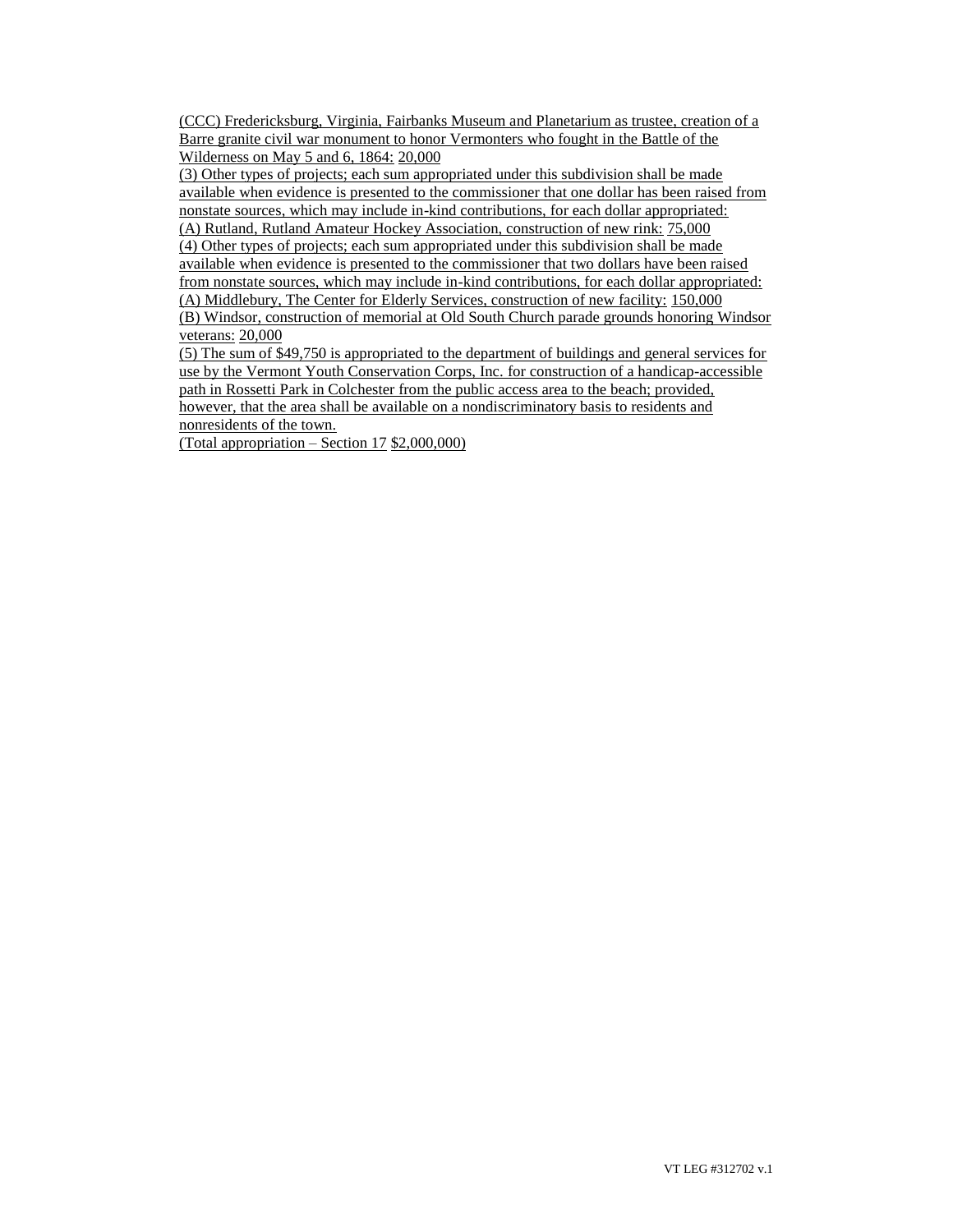(CCC) Fredericksburg, Virginia, Fairbanks Museum and Planetarium as trustee, creation of a Barre granite civil war monument to honor Vermonters who fought in the Battle of the Wilderness on May 5 and 6, 1864: 20,000

(3) Other types of projects; each sum appropriated under this subdivision shall be made available when evidence is presented to the commissioner that one dollar has been raised from nonstate sources, which may include in-kind contributions, for each dollar appropriated:

(A) Rutland, Rutland Amateur Hockey Association, construction of new rink: 75,000

(4) Other types of projects; each sum appropriated under this subdivision shall be made available when evidence is presented to the commissioner that two dollars have been raised from nonstate sources, which may include in-kind contributions, for each dollar appropriated:

(A) Middlebury, The Center for Elderly Services, construction of new facility: 150,000

(B) Windsor, construction of memorial at Old South Church parade grounds honoring Windsor veterans: 20,000

(5) The sum of $49,750 is appropriated to the department of buildings and general services for use by the Vermont Youth Conservation Corps, Inc. for construction of a handicap-accessible path in Rossetti Park in Colchester from the public access area to the beach; provided, however, that the area shall be available on a nondiscriminatory basis to residents and nonresidents of the town.

(Total appropriation – Section 17 $2,000,000)